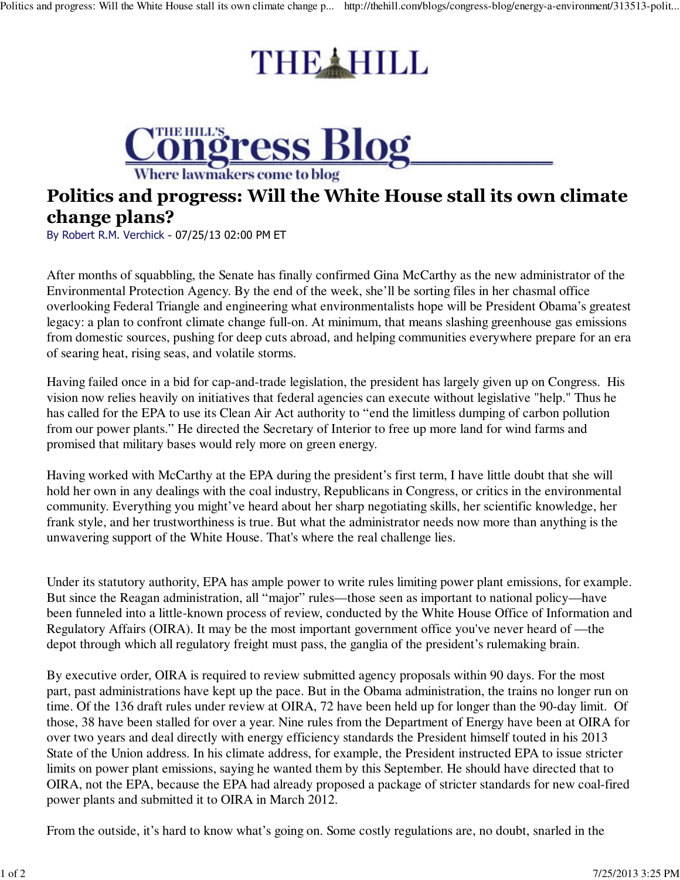# Politics and progress: Will the White House stall its own climate change plans?

By Robert R.M. Verchick - 07/25/13 02:00 PM ET

After months of squabbling, the Senate has finally confirmed Gina McCarthy as the new administrator of the Environmental Protection Agency. By the end of the week, she'll be sorting files in her chasmal office overlooking Federal Triangle and engineering what environmentalists hope will be President Obama's greatest legacy: a plan to confront climate change full-on. At minimum, that means slashing greenhouse gas emissions from domestic sources, pushing for deep cuts abroad, and helping communities everywhere prepare for an era of searing heat, rising seas, and volatile storms.

Having failed once in a bid for cap-and-trade legislation, the president has largely given up on Congress. His vision now relies heavily on initiatives that federal agencies can execute without legislative "help." Thus he has called for the EPA to use its Clean Air Act authority to "end the limitless dumping of carbon pollution from our power plants." He directed the Secretary of Interior to free up more land for wind farms and promised that military bases would rely more on green energy.

Having worked with McCarthy at the EPA during the president's first term, I have little doubt that she will hold her own in any dealings with the coal industry, Republicans in Congress, or critics in the environmental community. Everything you might've heard about her sharp negotiating skills, her scientific knowledge, her frank style, and her trustworthiness is true. But what the administrator needs now more than anything is the unwavering support of the White House. That's where the real challenge lies.

Under its statutory authority, EPA has ample power to write rules limiting power plant emissions, for example. But since the Reagan administration, all "major" rules—those seen as important to national policy—have been funneled into a little-known process of review, conducted by the White House Office of Information and Regulatory Affairs (OIRA). It may be the most important government office you've never heard of —the depot through which all regulatory freight must pass, the ganglia of the president's rulemaking brain.

By executive order, OIRA is required to review submitted agency proposals within 90 days. For the most part, past administrations have kept up the pace. But in the Obama administration, the trains no longer run on time. Of the 136 draft rules under review at OIRA, 72 have been held up for longer than the 90-day limit. Of those, 38 have been stalled for over a year. Nine rules from the Department of Energy have been at OIRA for over two years and deal directly with energy efficiency standards the President himself touted in his 2013 State of the Union address. In his climate address, for example, the President instructed EPA to issue stricter limits on power plant emissions, saying he wanted them by this September. He should have directed that to OIRA, not the EPA, because the EPA had already proposed a package of stricter standards for new coal-fired power plants and submitted it to OIRA in March 2012.

From the outside, it's hard to know what's going on. Some costly regulations are, no doubt, snarled in the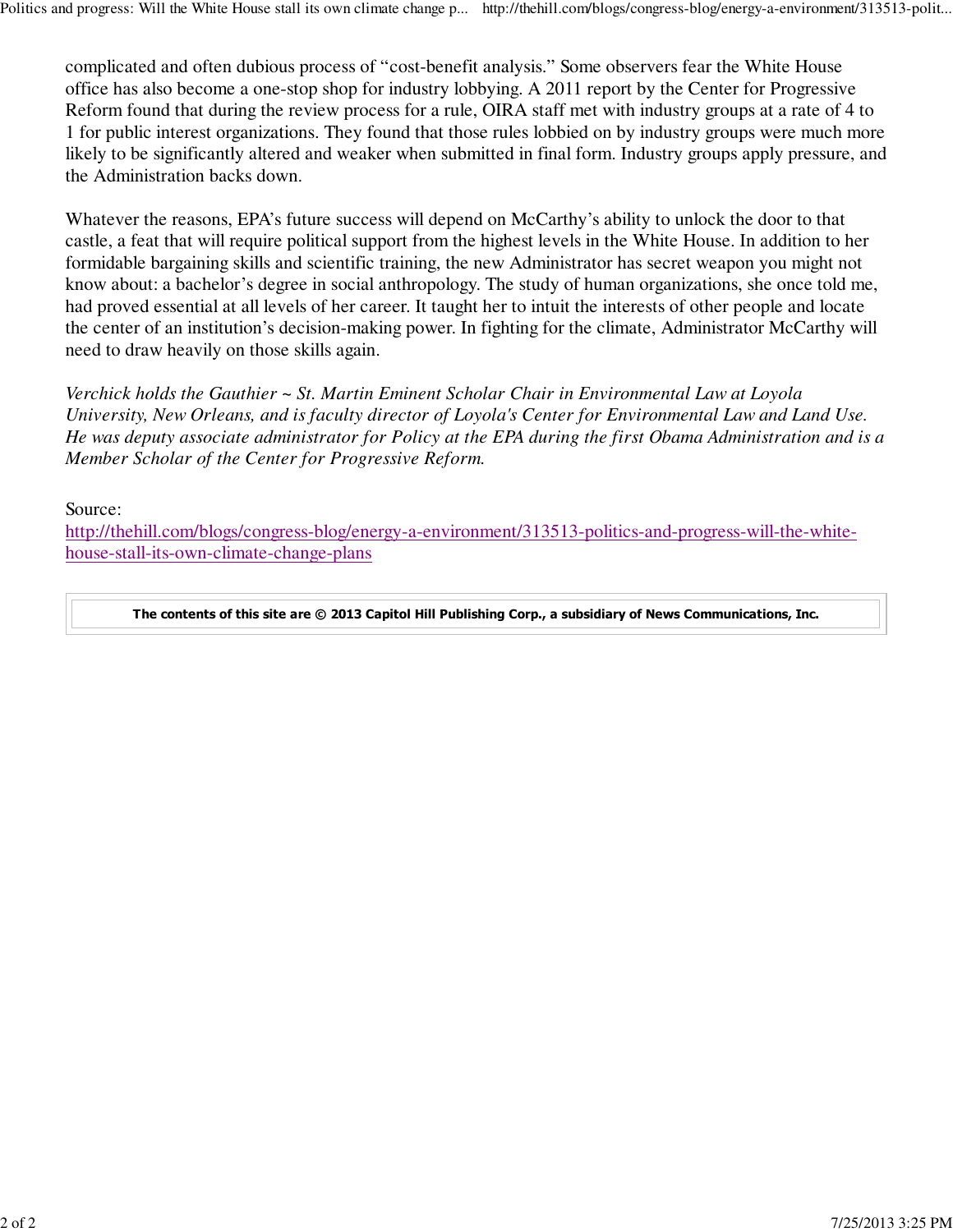complicated and often dubious process of "cost-benefit analysis." Some observers fear the White House office has also become a one-stop shop for industry lobbying. A 2011 report by the Center for Progressive Reform found that during the review process for a rule, OIRA staff met with industry groups at a rate of 4 to 1 for public interest organizations. They found that those rules lobbied on by industry groups were much more likely to be significantly altered and weaker when submitted in final form. Industry groups apply pressure, and the Administration backs down.

Whatever the reasons, EPA's future success will depend on McCarthy's ability to unlock the door to that castle, a feat that will require political support from the highest levels in the White House. In addition to her formidable bargaining skills and scientific training, the new Administrator has secret weapon you might not know about: a bachelor's degree in social anthropology. The study of human organizations, she once told me, had proved essential at all levels of her career. It taught her to intuit the interests of other people and locate the center of an institution's decision-making power. In fighting for the climate, Administrator McCarthy will need to draw heavily on those skills again.

*Verchick holds the Gauthier ~ St. Martin Eminent Scholar Chair in Environmental Law at Loyola University, New Orleans, and is faculty director of Loyola's Center for Environmental Law and Land Use. He was deputy associate administrator for Policy at the EPA during the first Obama Administration and is a Member Scholar of the Center for Progressive Reform.*

Source:
http://thehill.com/blogs/congress-blog/energy-a-environment/313513-politics-and-progress-will-the-white-house-stall-its-own-climate-change-plans

**The contents of this site are © 2013 Capitol Hill Publishing Corp., a subsidiary of News Communications, Inc.**